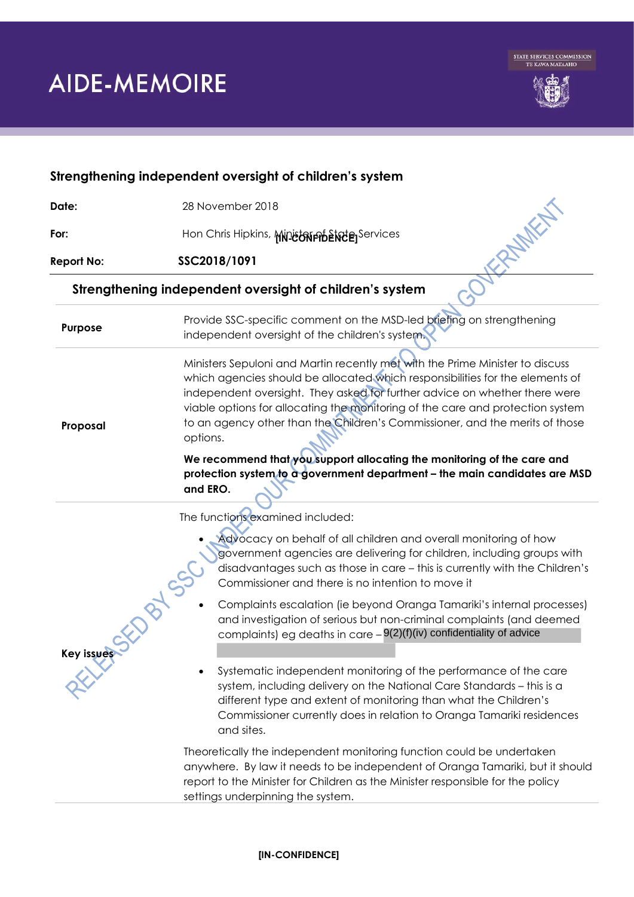# AIDE-MEMOIRE

## Strengthening independent oversight of children's system

| | |
|---|---|
| **Date:** | 28 November 2018 |
| **For:** | Hon Chris Hipkins, Minister of State Services |
| **Report No:** | **SSC2018/1091** |

### Strengthening independent oversight of children's system

| | |
|---|---|
| **Purpose** | Provide SSC-specific comment on the MSD-led briefing on strengthening independent oversight of the children's system. |
| **Proposal** | Ministers Sepuloni and Martin recently met with the Prime Minister to discuss which agencies should be allocated which responsibilities for the elements of independent oversight. They asked for further advice on whether there were viable options for allocating the monitoring of the care and protection system to an agency other than the Children's Commissioner, and the merits of those options.<br><br>**We recommend that you support allocating the monitoring of the care and protection system to a government department – the main candidates are MSD and ERO.** |
| **Key issues** | The functions examined included:<br><br>• Advocacy on behalf of all children and overall monitoring of how government agencies are delivering for children, including groups with disadvantages such as those in care – this is currently with the Children's Commissioner and there is no intention to move it<br><br>• Complaints escalation (ie beyond Oranga Tamariki's internal processes) and investigation of serious but non-criminal complaints (and deemed complaints) eg deaths in care – 9(2)(f)(iv) confidentiality of advice<br><br>• Systematic independent monitoring of the performance of the care system, including delivery on the National Care Standards – this is a different type and extent of monitoring than what the Children's Commissioner currently does in relation to Oranga Tamariki residences and sites.<br><br>Theoretically the independent monitoring function could be undertaken anywhere. By law it needs to be independent of Oranga Tamariki, but it should report to the Minister for Children as the Minister responsible for the policy settings underpinning the system. |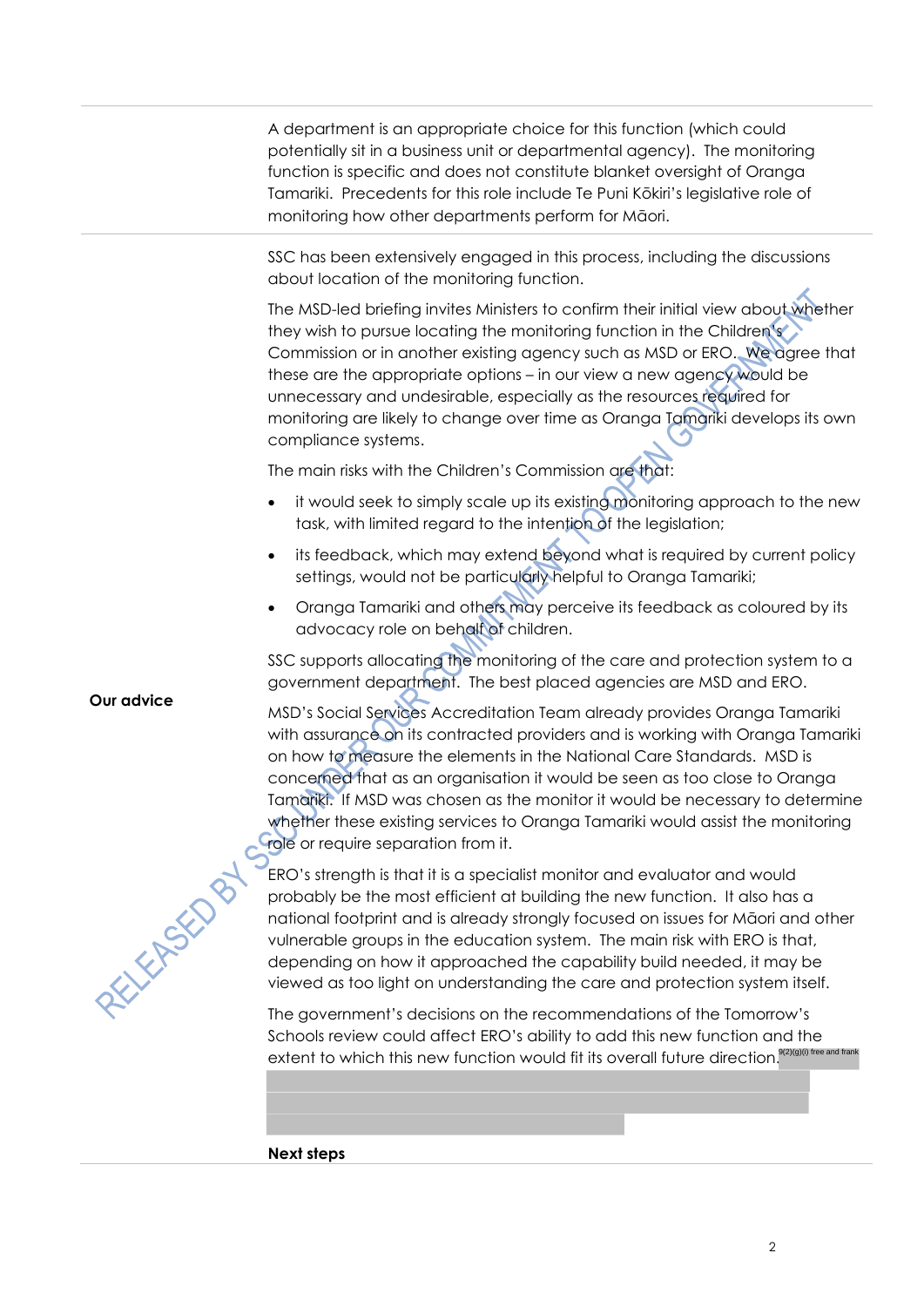A department is an appropriate choice for this function (which could potentially sit in a business unit or departmental agency). The monitoring function is specific and does not constitute blanket oversight of Oranga Tamariki. Precedents for this role include Te Puni Kōkiri's legislative role of monitoring how other departments perform for Māori.

**Our advice**

SSC has been extensively engaged in this process, including the discussions about location of the monitoring function.

The MSD-led briefing invites Ministers to confirm their initial view about whether they wish to pursue locating the monitoring function in the Children's Commission or in another existing agency such as MSD or ERO. We agree that these are the appropriate options – in our view a new agency would be unnecessary and undesirable, especially as the resources required for monitoring are likely to change over time as Oranga Tamariki develops its own compliance systems.

The main risks with the Children's Commission are that:

- it would seek to simply scale up its existing monitoring approach to the new task, with limited regard to the intention of the legislation;
- its feedback, which may extend beyond what is required by current policy settings, would not be particularly helpful to Oranga Tamariki;
- Oranga Tamariki and others may perceive its feedback as coloured by its advocacy role on behalf of children.

SSC supports allocating the monitoring of the care and protection system to a government department. The best placed agencies are MSD and ERO.

MSD's Social Services Accreditation Team already provides Oranga Tamariki with assurance on its contracted providers and is working with Oranga Tamariki on how to measure the elements in the National Care Standards. MSD is concerned that as an organisation it would be seen as too close to Oranga Tamariki. If MSD was chosen as the monitor it would be necessary to determine whether these existing services to Oranga Tamariki would assist the monitoring role or require separation from it.

ERO's strength is that it is a specialist monitor and evaluator and would probably be the most efficient at building the new function. It also has a national footprint and is already strongly focused on issues for Māori and other vulnerable groups in the education system. The main risk with ERO is that, depending on how it approached the capability build needed, it may be viewed as too light on understanding the care and protection system itself.

The government's decisions on the recommendations of the Tomorrow's Schools review could affect ERO's ability to add this new function and the extent to which this new function would fit its overall future direction. 9(2)(g)(i) free and frank

**Next steps**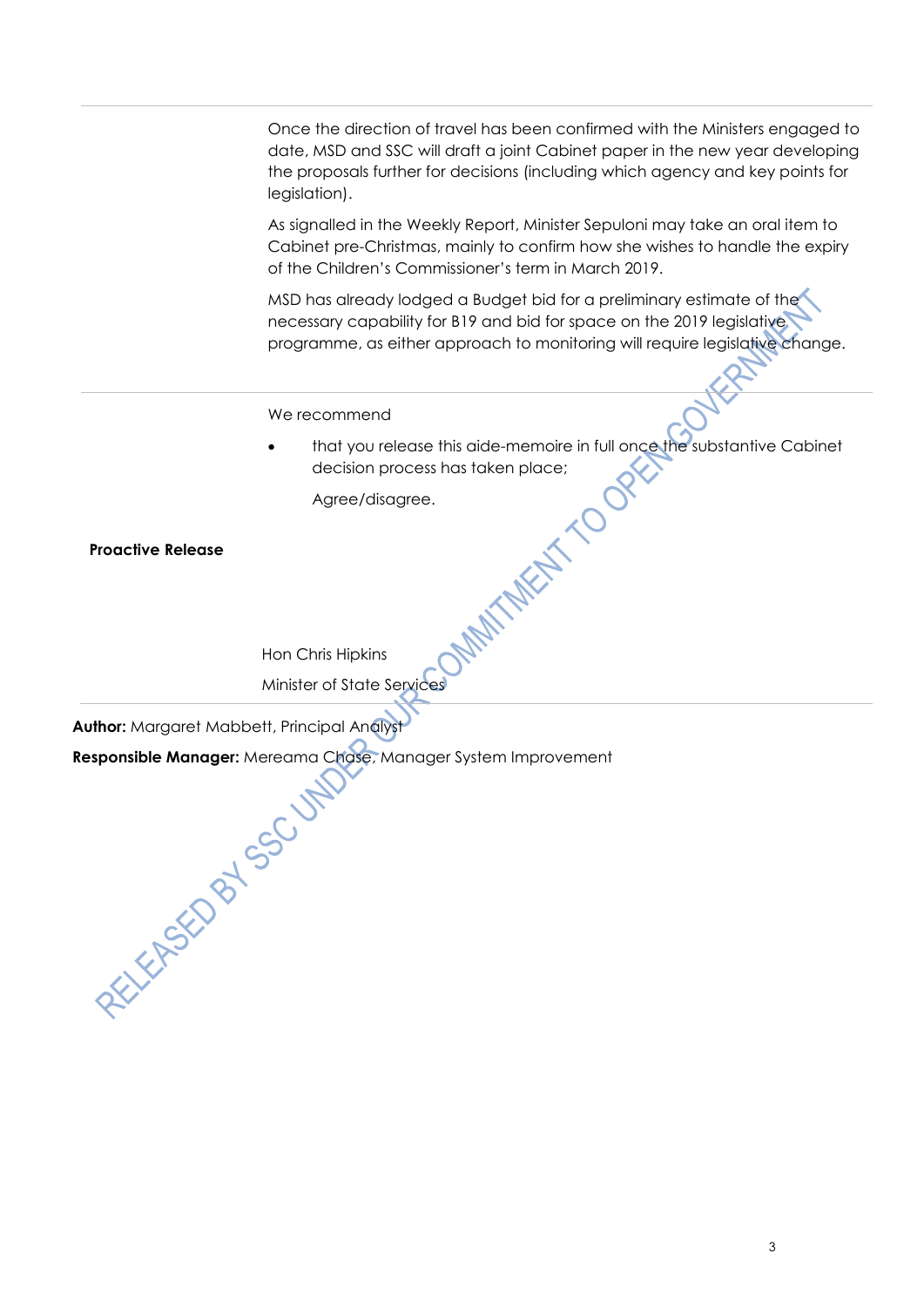Once the direction of travel has been confirmed with the Ministers engaged to date, MSD and SSC will draft a joint Cabinet paper in the new year developing the proposals further for decisions (including which agency and key points for legislation).

As signalled in the Weekly Report, Minister Sepuloni may take an oral item to Cabinet pre-Christmas, mainly to confirm how she wishes to handle the expiry of the Children's Commissioner's term in March 2019.

MSD has already lodged a Budget bid for a preliminary estimate of the necessary capability for B19 and bid for space on the 2019 legislative programme, as either approach to monitoring will require legislative change.

**Proactive Release**

We recommend

- that you release this aide-memoire in full once the substantive Cabinet decision process has taken place;

  Agree/disagree.

Hon Chris Hipkins

Minister of State Services

**Author:** Margaret Mabbett, Principal Analyst

**Responsible Manager:** Mereama Chase, Manager System Improvement

RELEASED BY SSC UNDER OUR COMMITMENT TO OPEN GOVERNMENT